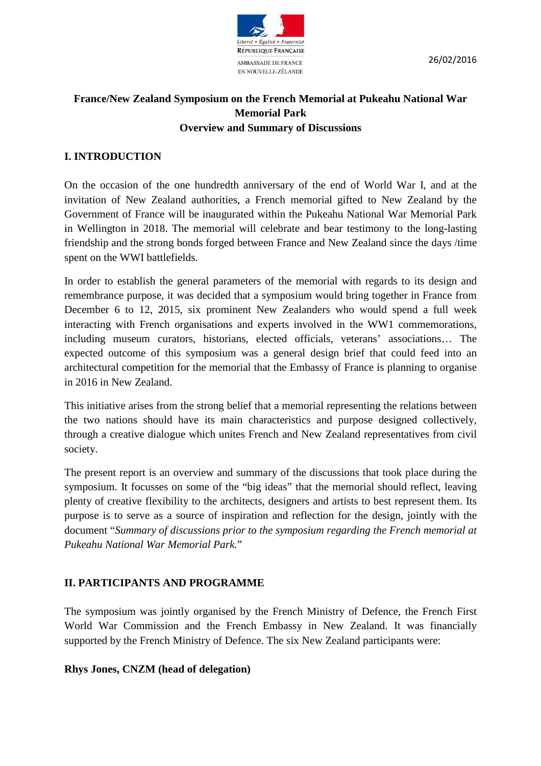Liberté • Égalité • Fraternité
RÉPUBLIQUE FRANÇAISE
AMBASSADE DE FRANCE
EN NOUVELLE-ZÉLANDE

26/02/2016

# France/New Zealand Symposium on the French Memorial at Pukeahu National War Memorial Park
## Overview and Summary of Discussions

## I. INTRODUCTION

On the occasion of the one hundredth anniversary of the end of World War I, and at the invitation of New Zealand authorities, a French memorial gifted to New Zealand by the Government of France will be inaugurated within the Pukeahu National War Memorial Park in Wellington in 2018. The memorial will celebrate and bear testimony to the long-lasting friendship and the strong bonds forged between France and New Zealand since the days /time spent on the WWI battlefields.

In order to establish the general parameters of the memorial with regards to its design and remembrance purpose, it was decided that a symposium would bring together in France from December 6 to 12, 2015, six prominent New Zealanders who would spend a full week interacting with French organisations and experts involved in the WW1 commemorations, including museum curators, historians, elected officials, veterans' associations… The expected outcome of this symposium was a general design brief that could feed into an architectural competition for the memorial that the Embassy of France is planning to organise in 2016 in New Zealand.

This initiative arises from the strong belief that a memorial representing the relations between the two nations should have its main characteristics and purpose designed collectively, through a creative dialogue which unites French and New Zealand representatives from civil society.

The present report is an overview and summary of the discussions that took place during the symposium. It focusses on some of the "big ideas" that the memorial should reflect, leaving plenty of creative flexibility to the architects, designers and artists to best represent them. Its purpose is to serve as a source of inspiration and reflection for the design, jointly with the document "*Summary of discussions prior to the symposium regarding the French memorial at Pukeahu National War Memorial Park.*"

## II. PARTICIPANTS AND PROGRAMME

The symposium was jointly organised by the French Ministry of Defence, the French First World War Commission and the French Embassy in New Zealand. It was financially supported by the French Ministry of Defence. The six New Zealand participants were:

**Rhys Jones, CNZM (head of delegation)**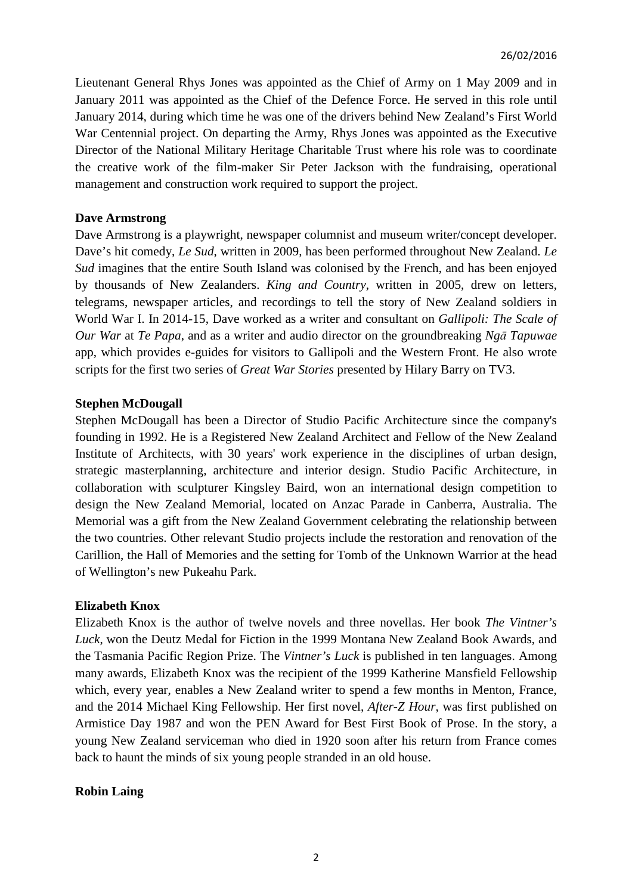Lieutenant General Rhys Jones was appointed as the Chief of Army on 1 May 2009 and in January 2011 was appointed as the Chief of the Defence Force. He served in this role until January 2014, during which time he was one of the drivers behind New Zealand's First World War Centennial project. On departing the Army, Rhys Jones was appointed as the Executive Director of the National Military Heritage Charitable Trust where his role was to coordinate the creative work of the film-maker Sir Peter Jackson with the fundraising, operational management and construction work required to support the project.

**Dave Armstrong**

Dave Armstrong is a playwright, newspaper columnist and museum writer/concept developer. Dave's hit comedy, *Le Sud*, written in 2009, has been performed throughout New Zealand. *Le Sud* imagines that the entire South Island was colonised by the French, and has been enjoyed by thousands of New Zealanders. *King and Country*, written in 2005, drew on letters, telegrams, newspaper articles, and recordings to tell the story of New Zealand soldiers in World War I. In 2014-15, Dave worked as a writer and consultant on *Gallipoli: The Scale of Our War* at *Te Papa*, and as a writer and audio director on the groundbreaking *Ngā Tapuwae* app, which provides e-guides for visitors to Gallipoli and the Western Front. He also wrote scripts for the first two series of *Great War Stories* presented by Hilary Barry on TV3.

**Stephen McDougall**

Stephen McDougall has been a Director of Studio Pacific Architecture since the company's founding in 1992. He is a Registered New Zealand Architect and Fellow of the New Zealand Institute of Architects, with 30 years' work experience in the disciplines of urban design, strategic masterplanning, architecture and interior design. Studio Pacific Architecture, in collaboration with sculpturer Kingsley Baird, won an international design competition to design the New Zealand Memorial, located on Anzac Parade in Canberra, Australia. The Memorial was a gift from the New Zealand Government celebrating the relationship between the two countries. Other relevant Studio projects include the restoration and renovation of the Carillion, the Hall of Memories and the setting for Tomb of the Unknown Warrior at the head of Wellington's new Pukeahu Park.

**Elizabeth Knox**

Elizabeth Knox is the author of twelve novels and three novellas. Her book *The Vintner's Luck*, won the Deutz Medal for Fiction in the 1999 Montana New Zealand Book Awards, and the Tasmania Pacific Region Prize. The *Vintner's Luck* is published in ten languages. Among many awards, Elizabeth Knox was the recipient of the 1999 Katherine Mansfield Fellowship which, every year, enables a New Zealand writer to spend a few months in Menton, France, and the 2014 Michael King Fellowship. Her first novel, *After-Z Hour*, was first published on Armistice Day 1987 and won the PEN Award for Best First Book of Prose. In the story, a young New Zealand serviceman who died in 1920 soon after his return from France comes back to haunt the minds of six young people stranded in an old house.

**Robin Laing**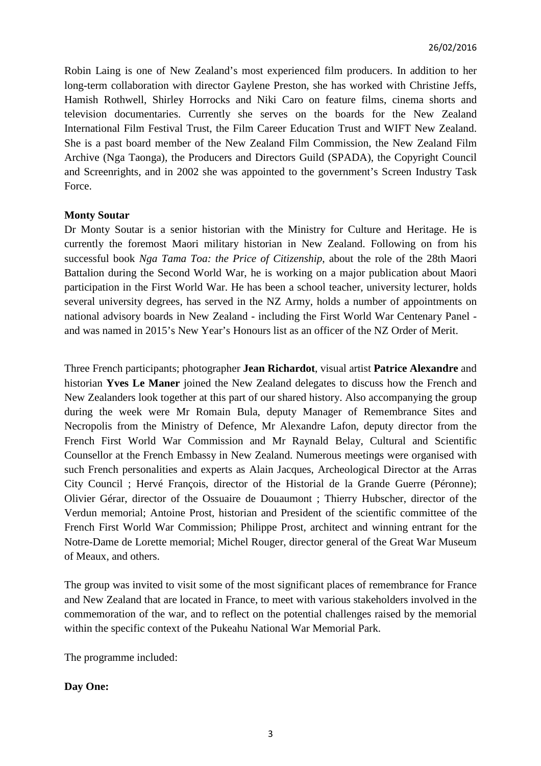26/02/2016

Robin Laing is one of New Zealand's most experienced film producers. In addition to her long-term collaboration with director Gaylene Preston, she has worked with Christine Jeffs, Hamish Rothwell, Shirley Horrocks and Niki Caro on feature films, cinema shorts and television documentaries. Currently she serves on the boards for the New Zealand International Film Festival Trust, the Film Career Education Trust and WIFT New Zealand. She is a past board member of the New Zealand Film Commission, the New Zealand Film Archive (Nga Taonga), the Producers and Directors Guild (SPADA), the Copyright Council and Screenrights, and in 2002 she was appointed to the government's Screen Industry Task Force.

**Monty Soutar**

Dr Monty Soutar is a senior historian with the Ministry for Culture and Heritage. He is currently the foremost Maori military historian in New Zealand. Following on from his successful book *Nga Tama Toa: the Price of Citizenship*, about the role of the 28th Maori Battalion during the Second World War, he is working on a major publication about Maori participation in the First World War. He has been a school teacher, university lecturer, holds several university degrees, has served in the NZ Army, holds a number of appointments on national advisory boards in New Zealand - including the First World War Centenary Panel - and was named in 2015's New Year's Honours list as an officer of the NZ Order of Merit.

Three French participants; photographer **Jean Richardot**, visual artist **Patrice Alexandre** and historian **Yves Le Maner** joined the New Zealand delegates to discuss how the French and New Zealanders look together at this part of our shared history. Also accompanying the group during the week were Mr Romain Bula, deputy Manager of Remembrance Sites and Necropolis from the Ministry of Defence, Mr Alexandre Lafon, deputy director from the French First World War Commission and Mr Raynald Belay, Cultural and Scientific Counsellor at the French Embassy in New Zealand. Numerous meetings were organised with such French personalities and experts as Alain Jacques, Archeological Director at the Arras City Council ; Hervé François, director of the Historial de la Grande Guerre (Péronne); Olivier Gérar, director of the Ossuaire de Douaumont ; Thierry Hubscher, director of the Verdun memorial; Antoine Prost, historian and President of the scientific committee of the French First World War Commission; Philippe Prost, architect and winning entrant for the Notre-Dame de Lorette memorial; Michel Rouger, director general of the Great War Museum of Meaux, and others.

The group was invited to visit some of the most significant places of remembrance for France and New Zealand that are located in France, to meet with various stakeholders involved in the commemoration of the war, and to reflect on the potential challenges raised by the memorial within the specific context of the Pukeahu National War Memorial Park.

The programme included:

**Day One:**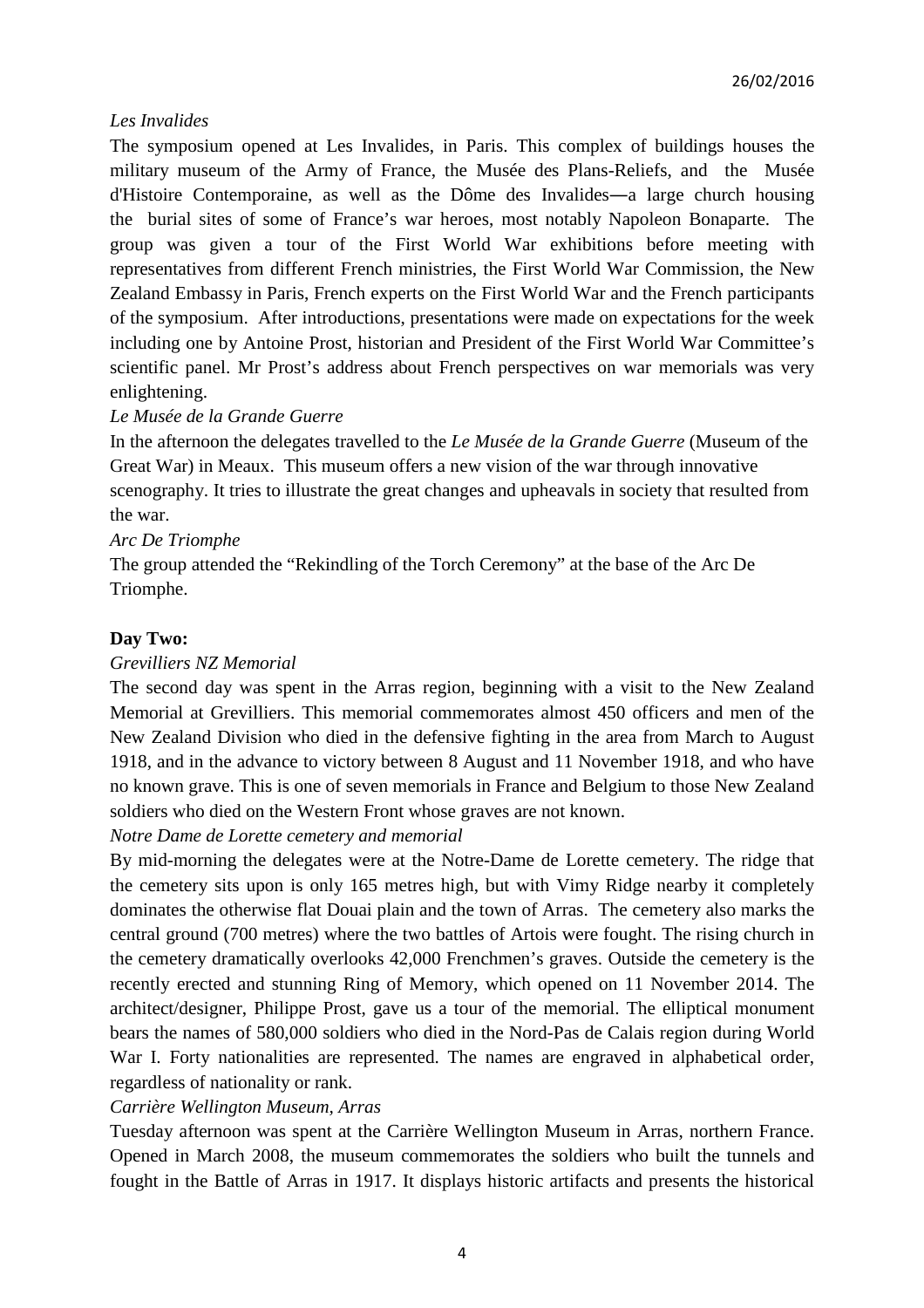*Les Invalides*

The symposium opened at Les Invalides, in Paris. This complex of buildings houses the military museum of the Army of France, the Musée des Plans-Reliefs, and the Musée d'Histoire Contemporaine, as well as the Dôme des Invalides—a large church housing the burial sites of some of France's war heroes, most notably Napoleon Bonaparte. The group was given a tour of the First World War exhibitions before meeting with representatives from different French ministries, the First World War Commission, the New Zealand Embassy in Paris, French experts on the First World War and the French participants of the symposium. After introductions, presentations were made on expectations for the week including one by Antoine Prost, historian and President of the First World War Committee's scientific panel. Mr Prost's address about French perspectives on war memorials was very enlightening.

*Le Musée de la Grande Guerre*

In the afternoon the delegates travelled to the *Le Musée de la Grande Guerre* (Museum of the Great War) in Meaux. This museum offers a new vision of the war through innovative scenography. It tries to illustrate the great changes and upheavals in society that resulted from the war.

*Arc De Triomphe*

The group attended the "Rekindling of the Torch Ceremony" at the base of the Arc De Triomphe.

**Day Two:**

*Grevilliers NZ Memorial*

The second day was spent in the Arras region, beginning with a visit to the New Zealand Memorial at Grevilliers. This memorial commemorates almost 450 officers and men of the New Zealand Division who died in the defensive fighting in the area from March to August 1918, and in the advance to victory between 8 August and 11 November 1918, and who have no known grave. This is one of seven memorials in France and Belgium to those New Zealand soldiers who died on the Western Front whose graves are not known.

*Notre Dame de Lorette cemetery and memorial*

By mid-morning the delegates were at the Notre-Dame de Lorette cemetery. The ridge that the cemetery sits upon is only 165 metres high, but with Vimy Ridge nearby it completely dominates the otherwise flat Douai plain and the town of Arras. The cemetery also marks the central ground (700 metres) where the two battles of Artois were fought. The rising church in the cemetery dramatically overlooks 42,000 Frenchmen's graves. Outside the cemetery is the recently erected and stunning Ring of Memory, which opened on 11 November 2014. The architect/designer, Philippe Prost, gave us a tour of the memorial. The elliptical monument bears the names of 580,000 soldiers who died in the Nord-Pas de Calais region during World War I. Forty nationalities are represented. The names are engraved in alphabetical order, regardless of nationality or rank.

*Carrière Wellington Museum, Arras*

Tuesday afternoon was spent at the Carrière Wellington Museum in Arras, northern France. Opened in March 2008, the museum commemorates the soldiers who built the tunnels and fought in the Battle of Arras in 1917. It displays historic artifacts and presents the historical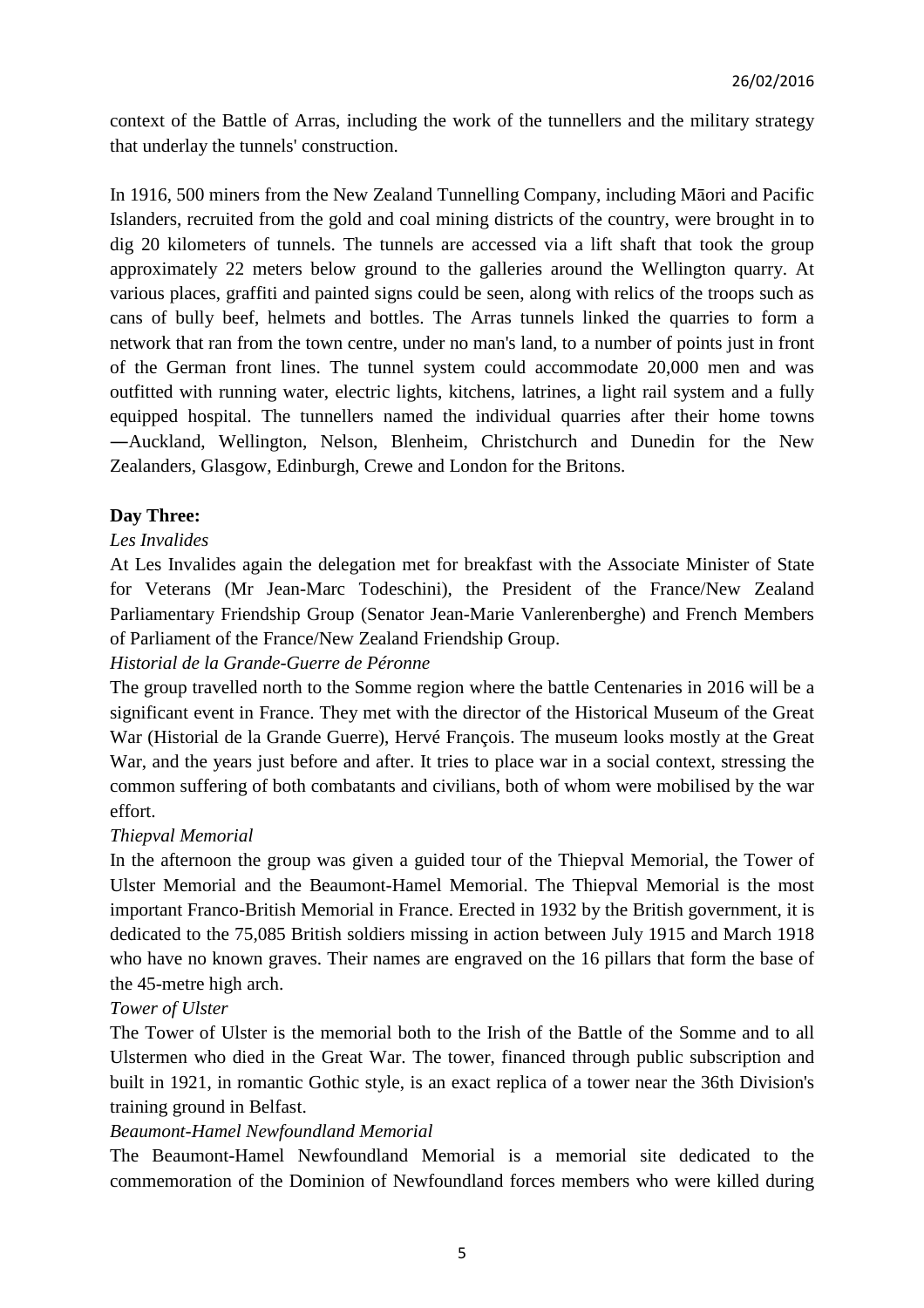context of the Battle of Arras, including the work of the tunnellers and the military strategy that underlay the tunnels' construction.

In 1916, 500 miners from the New Zealand Tunnelling Company, including Māori and Pacific Islanders, recruited from the gold and coal mining districts of the country, were brought in to dig 20 kilometers of tunnels. The tunnels are accessed via a lift shaft that took the group approximately 22 meters below ground to the galleries around the Wellington quarry. At various places, graffiti and painted signs could be seen, along with relics of the troops such as cans of bully beef, helmets and bottles. The Arras tunnels linked the quarries to form a network that ran from the town centre, under no man's land, to a number of points just in front of the German front lines. The tunnel system could accommodate 20,000 men and was outfitted with running water, electric lights, kitchens, latrines, a light rail system and a fully equipped hospital. The tunnellers named the individual quarries after their home towns ―Auckland, Wellington, Nelson, Blenheim, Christchurch and Dunedin for the New Zealanders, Glasgow, Edinburgh, Crewe and London for the Britons.

**Day Three:**

*Les Invalides*

At Les Invalides again the delegation met for breakfast with the Associate Minister of State for Veterans (Mr Jean-Marc Todeschini), the President of the France/New Zealand Parliamentary Friendship Group (Senator Jean-Marie Vanlerenberghe) and French Members of Parliament of the France/New Zealand Friendship Group.

*Historial de la Grande-Guerre de Péronne*

The group travelled north to the Somme region where the battle Centenaries in 2016 will be a significant event in France. They met with the director of the Historical Museum of the Great War (Historial de la Grande Guerre), Hervé François. The museum looks mostly at the Great War, and the years just before and after. It tries to place war in a social context, stressing the common suffering of both combatants and civilians, both of whom were mobilised by the war effort.

*Thiepval Memorial*

In the afternoon the group was given a guided tour of the Thiepval Memorial, the Tower of Ulster Memorial and the Beaumont-Hamel Memorial. The Thiepval Memorial is the most important Franco-British Memorial in France. Erected in 1932 by the British government, it is dedicated to the 75,085 British soldiers missing in action between July 1915 and March 1918 who have no known graves. Their names are engraved on the 16 pillars that form the base of the 45-metre high arch.

*Tower of Ulster*

The Tower of Ulster is the memorial both to the Irish of the Battle of the Somme and to all Ulstermen who died in the Great War. The tower, financed through public subscription and built in 1921, in romantic Gothic style, is an exact replica of a tower near the 36th Division's training ground in Belfast.

*Beaumont-Hamel Newfoundland Memorial*

The Beaumont-Hamel Newfoundland Memorial is a memorial site dedicated to the commemoration of the Dominion of Newfoundland forces members who were killed during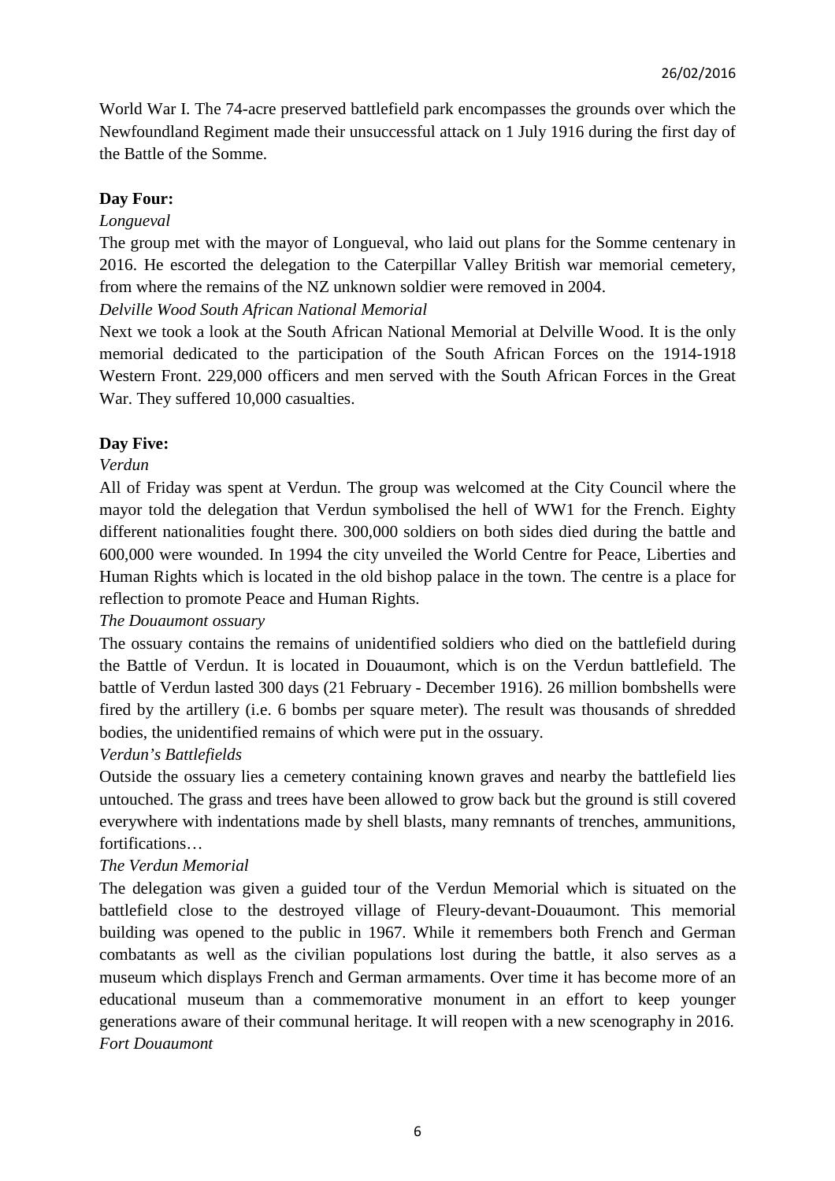World War I. The 74-acre preserved battlefield park encompasses the grounds over which the Newfoundland Regiment made their unsuccessful attack on 1 July 1916 during the first day of the Battle of the Somme.

**Day Four:**

*Longueval*

The group met with the mayor of Longueval, who laid out plans for the Somme centenary in 2016. He escorted the delegation to the Caterpillar Valley British war memorial cemetery, from where the remains of the NZ unknown soldier were removed in 2004.

*Delville Wood South African National Memorial*

Next we took a look at the South African National Memorial at Delville Wood. It is the only memorial dedicated to the participation of the South African Forces on the 1914-1918 Western Front. 229,000 officers and men served with the South African Forces in the Great War. They suffered 10,000 casualties.

**Day Five:**

*Verdun*

All of Friday was spent at Verdun. The group was welcomed at the City Council where the mayor told the delegation that Verdun symbolised the hell of WW1 for the French. Eighty different nationalities fought there. 300,000 soldiers on both sides died during the battle and 600,000 were wounded. In 1994 the city unveiled the World Centre for Peace, Liberties and Human Rights which is located in the old bishop palace in the town. The centre is a place for reflection to promote Peace and Human Rights.

*The Douaumont ossuary*

The ossuary contains the remains of unidentified soldiers who died on the battlefield during the Battle of Verdun. It is located in Douaumont, which is on the Verdun battlefield. The battle of Verdun lasted 300 days (21 February - December 1916). 26 million bombshells were fired by the artillery (i.e. 6 bombs per square meter). The result was thousands of shredded bodies, the unidentified remains of which were put in the ossuary.

*Verdun's Battlefields*

Outside the ossuary lies a cemetery containing known graves and nearby the battlefield lies untouched. The grass and trees have been allowed to grow back but the ground is still covered everywhere with indentations made by shell blasts, many remnants of trenches, ammunitions, fortifications…

*The Verdun Memorial*

The delegation was given a guided tour of the Verdun Memorial which is situated on the battlefield close to the destroyed village of Fleury-devant-Douaumont. This memorial building was opened to the public in 1967. While it remembers both French and German combatants as well as the civilian populations lost during the battle, it also serves as a museum which displays French and German armaments. Over time it has become more of an educational museum than a commemorative monument in an effort to keep younger generations aware of their communal heritage. It will reopen with a new scenography in 2016.

*Fort Douaumont*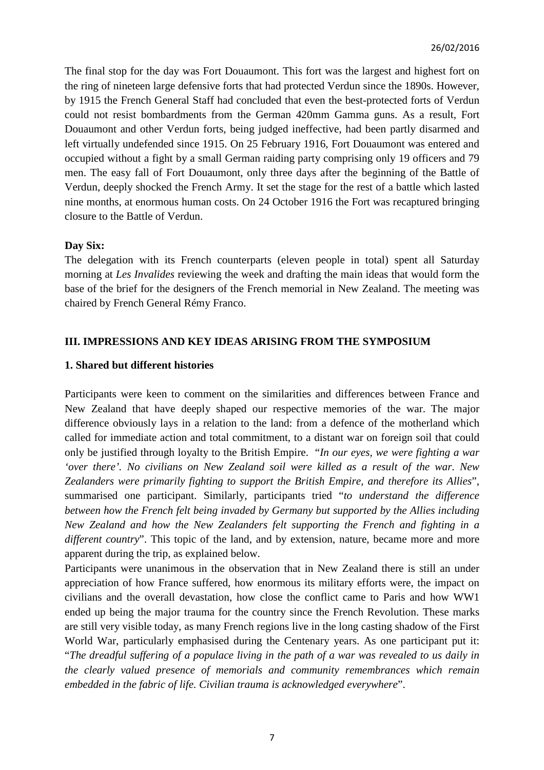The final stop for the day was Fort Douaumont. This fort was the largest and highest fort on the ring of nineteen large defensive forts that had protected Verdun since the 1890s. However, by 1915 the French General Staff had concluded that even the best-protected forts of Verdun could not resist bombardments from the German 420mm Gamma guns. As a result, Fort Douaumont and other Verdun forts, being judged ineffective, had been partly disarmed and left virtually undefended since 1915. On 25 February 1916, Fort Douaumont was entered and occupied without a fight by a small German raiding party comprising only 19 officers and 79 men. The easy fall of Fort Douaumont, only three days after the beginning of the Battle of Verdun, deeply shocked the French Army. It set the stage for the rest of a battle which lasted nine months, at enormous human costs. On 24 October 1916 the Fort was recaptured bringing closure to the Battle of Verdun.

**Day Six:**

The delegation with its French counterparts (eleven people in total) spent all Saturday morning at *Les Invalides* reviewing the week and drafting the main ideas that would form the base of the brief for the designers of the French memorial in New Zealand. The meeting was chaired by French General Rémy Franco.

## III. IMPRESSIONS AND KEY IDEAS ARISING FROM THE SYMPOSIUM

### 1. Shared but different histories

Participants were keen to comment on the similarities and differences between France and New Zealand that have deeply shaped our respective memories of the war. The major difference obviously lays in a relation to the land: from a defence of the motherland which called for immediate action and total commitment, to a distant war on foreign soil that could only be justified through loyalty to the British Empire. "*In our eyes, we were fighting a war 'over there'. No civilians on New Zealand soil were killed as a result of the war. New Zealanders were primarily fighting to support the British Empire, and therefore its Allies*", summarised one participant. Similarly, participants tried "*to understand the difference between how the French felt being invaded by Germany but supported by the Allies including New Zealand and how the New Zealanders felt supporting the French and fighting in a different country*". This topic of the land, and by extension, nature, became more and more apparent during the trip, as explained below.

Participants were unanimous in the observation that in New Zealand there is still an under appreciation of how France suffered, how enormous its military efforts were, the impact on civilians and the overall devastation, how close the conflict came to Paris and how WW1 ended up being the major trauma for the country since the French Revolution. These marks are still very visible today, as many French regions live in the long casting shadow of the First World War, particularly emphasised during the Centenary years. As one participant put it: "*The dreadful suffering of a populace living in the path of a war was revealed to us daily in the clearly valued presence of memorials and community remembrances which remain embedded in the fabric of life. Civilian trauma is acknowledged everywhere*".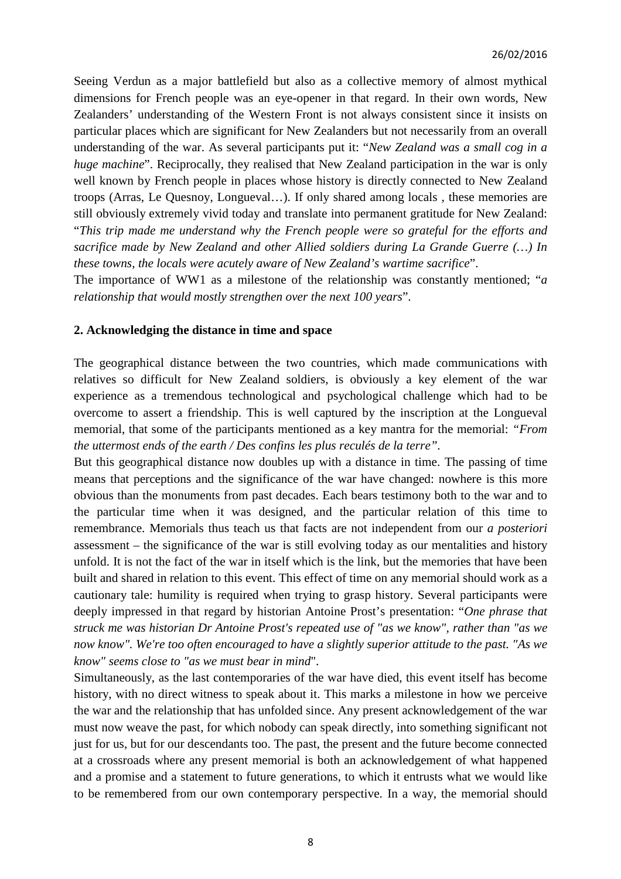Seeing Verdun as a major battlefield but also as a collective memory of almost mythical dimensions for French people was an eye-opener in that regard. In their own words, New Zealanders' understanding of the Western Front is not always consistent since it insists on particular places which are significant for New Zealanders but not necessarily from an overall understanding of the war. As several participants put it: "*New Zealand was a small cog in a huge machine*". Reciprocally, they realised that New Zealand participation in the war is only well known by French people in places whose history is directly connected to New Zealand troops (Arras, Le Quesnoy, Longueval…). If only shared among locals , these memories are still obviously extremely vivid today and translate into permanent gratitude for New Zealand: "*This trip made me understand why the French people were so grateful for the efforts and sacrifice made by New Zealand and other Allied soldiers during La Grande Guerre (…) In these towns, the locals were acutely aware of New Zealand's wartime sacrifice*".

The importance of WW1 as a milestone of the relationship was constantly mentioned; "*a relationship that would mostly strengthen over the next 100 years*".

### 2. Acknowledging the distance in time and space

The geographical distance between the two countries, which made communications with relatives so difficult for New Zealand soldiers, is obviously a key element of the war experience as a tremendous technological and psychological challenge which had to be overcome to assert a friendship. This is well captured by the inscription at the Longueval memorial, that some of the participants mentioned as a key mantra for the memorial: *"From the uttermost ends of the earth / Des confins les plus reculés de la terre"*.

But this geographical distance now doubles up with a distance in time. The passing of time means that perceptions and the significance of the war have changed: nowhere is this more obvious than the monuments from past decades. Each bears testimony both to the war and to the particular time when it was designed, and the particular relation of this time to remembrance. Memorials thus teach us that facts are not independent from our *a posteriori* assessment – the significance of the war is still evolving today as our mentalities and history unfold. It is not the fact of the war in itself which is the link, but the memories that have been built and shared in relation to this event. This effect of time on any memorial should work as a cautionary tale: humility is required when trying to grasp history. Several participants were deeply impressed in that regard by historian Antoine Prost's presentation: "*One phrase that struck me was historian Dr Antoine Prost's repeated use of "as we know", rather than "as we now know". We're too often encouraged to have a slightly superior attitude to the past. "As we know" seems close to "as we must bear in mind*".

Simultaneously, as the last contemporaries of the war have died, this event itself has become history, with no direct witness to speak about it. This marks a milestone in how we perceive the war and the relationship that has unfolded since. Any present acknowledgement of the war must now weave the past, for which nobody can speak directly, into something significant not just for us, but for our descendants too. The past, the present and the future become connected at a crossroads where any present memorial is both an acknowledgement of what happened and a promise and a statement to future generations, to which it entrusts what we would like to be remembered from our own contemporary perspective. In a way, the memorial should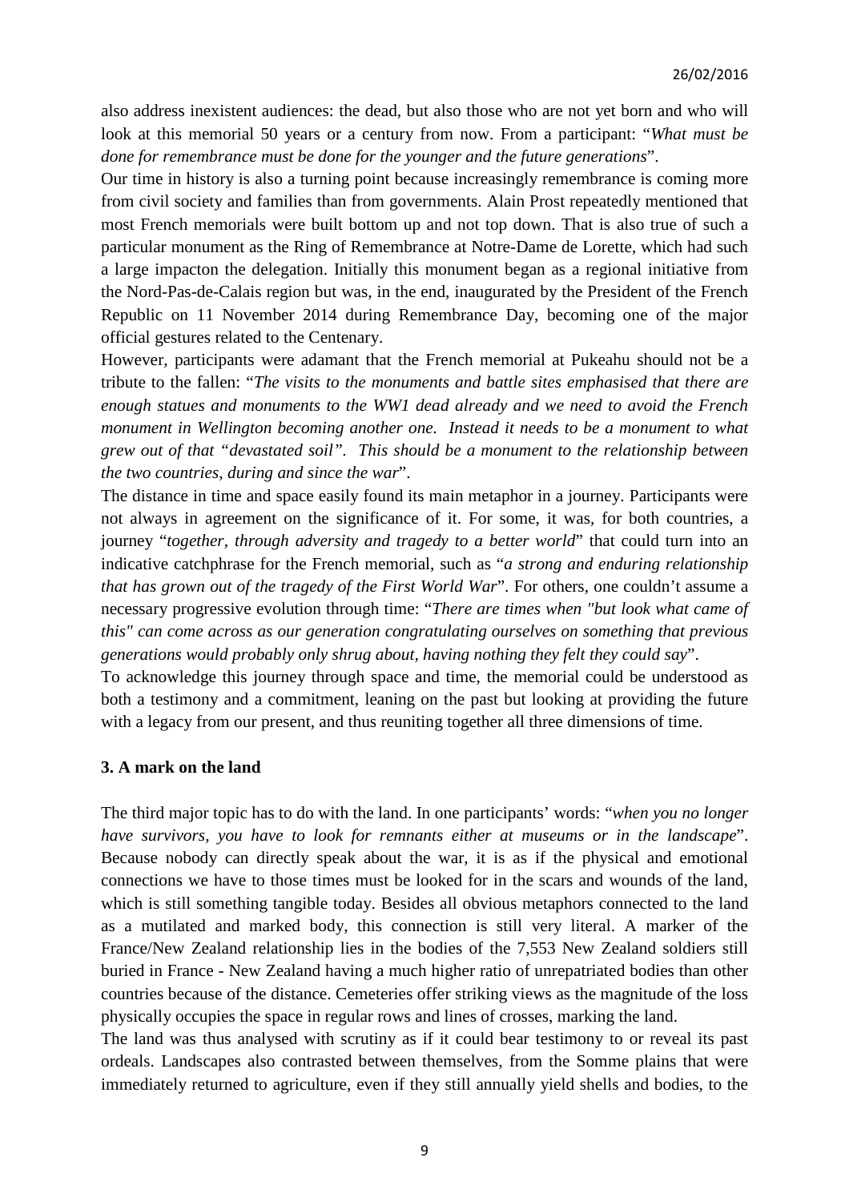also address inexistent audiences: the dead, but also those who are not yet born and who will look at this memorial 50 years or a century from now. From a participant: "*What must be done for remembrance must be done for the younger and the future generations*".

Our time in history is also a turning point because increasingly remembrance is coming more from civil society and families than from governments. Alain Prost repeatedly mentioned that most French memorials were built bottom up and not top down. That is also true of such a particular monument as the Ring of Remembrance at Notre-Dame de Lorette, which had such a large impacton the delegation. Initially this monument began as a regional initiative from the Nord-Pas-de-Calais region but was, in the end, inaugurated by the President of the French Republic on 11 November 2014 during Remembrance Day, becoming one of the major official gestures related to the Centenary.

However, participants were adamant that the French memorial at Pukeahu should not be a tribute to the fallen: "*The visits to the monuments and battle sites emphasised that there are enough statues and monuments to the WW1 dead already and we need to avoid the French monument in Wellington becoming another one. Instead it needs to be a monument to what grew out of that "devastated soil". This should be a monument to the relationship between the two countries, during and since the war*".

The distance in time and space easily found its main metaphor in a journey. Participants were not always in agreement on the significance of it. For some, it was, for both countries, a journey "*together, through adversity and tragedy to a better world*" that could turn into an indicative catchphrase for the French memorial, such as "*a strong and enduring relationship that has grown out of the tragedy of the First World War*". For others, one couldn't assume a necessary progressive evolution through time: "*There are times when "but look what came of this" can come across as our generation congratulating ourselves on something that previous generations would probably only shrug about, having nothing they felt they could say*".

To acknowledge this journey through space and time, the memorial could be understood as both a testimony and a commitment, leaning on the past but looking at providing the future with a legacy from our present, and thus reuniting together all three dimensions of time.

### 3. A mark on the land

The third major topic has to do with the land. In one participants' words: "*when you no longer have survivors, you have to look for remnants either at museums or in the landscape*". Because nobody can directly speak about the war, it is as if the physical and emotional connections we have to those times must be looked for in the scars and wounds of the land, which is still something tangible today. Besides all obvious metaphors connected to the land as a mutilated and marked body, this connection is still very literal. A marker of the France/New Zealand relationship lies in the bodies of the 7,553 New Zealand soldiers still buried in France - New Zealand having a much higher ratio of unrepatriated bodies than other countries because of the distance. Cemeteries offer striking views as the magnitude of the loss physically occupies the space in regular rows and lines of crosses, marking the land.

The land was thus analysed with scrutiny as if it could bear testimony to or reveal its past ordeals. Landscapes also contrasted between themselves, from the Somme plains that were immediately returned to agriculture, even if they still annually yield shells and bodies, to the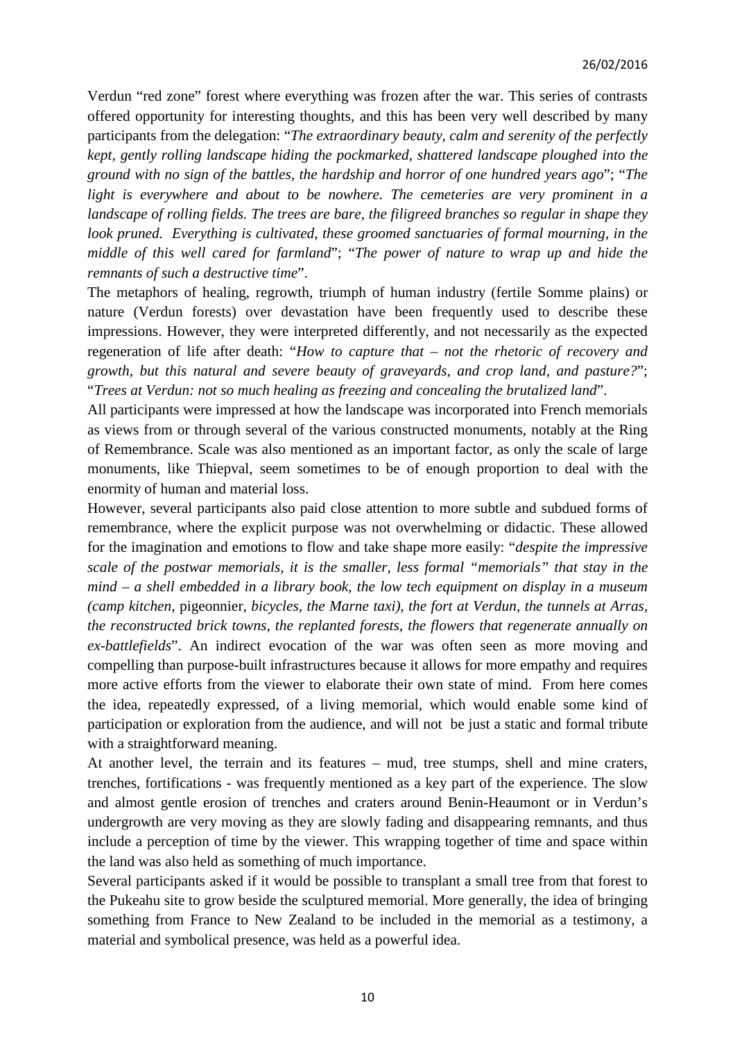Verdun “red zone” forest where everything was frozen after the war. This series of contrasts offered opportunity for interesting thoughts, and this has been very well described by many participants from the delegation: “*The extraordinary beauty, calm and serenity of the perfectly kept, gently rolling landscape hiding the pockmarked, shattered landscape ploughed into the ground with no sign of the battles, the hardship and horror of one hundred years ago*”; “*The light is everywhere and about to be nowhere. The cemeteries are very prominent in a landscape of rolling fields. The trees are bare, the filigreed branches so regular in shape they look pruned. Everything is cultivated, these groomed sanctuaries of formal mourning, in the middle of this well cared for farmland*”; “*The power of nature to wrap up and hide the remnants of such a destructive time*”.

The metaphors of healing, regrowth, triumph of human industry (fertile Somme plains) or nature (Verdun forests) over devastation have been frequently used to describe these impressions. However, they were interpreted differently, and not necessarily as the expected regeneration of life after death: “*How to capture that – not the rhetoric of recovery and growth, but this natural and severe beauty of graveyards, and crop land, and pasture?*”; “*Trees at Verdun: not so much healing as freezing and concealing the brutalized land*”.

All participants were impressed at how the landscape was incorporated into French memorials as views from or through several of the various constructed monuments, notably at the Ring of Remembrance. Scale was also mentioned as an important factor, as only the scale of large monuments, like Thiepval, seem sometimes to be of enough proportion to deal with the enormity of human and material loss.

However, several participants also paid close attention to more subtle and subdued forms of remembrance, where the explicit purpose was not overwhelming or didactic. These allowed for the imagination and emotions to flow and take shape more easily: “*despite the impressive scale of the postwar memorials, it is the smaller, less formal “memorials” that stay in the mind – a shell embedded in a library book, the low tech equipment on display in a museum (camp kitchen,* pigeonnier, *bicycles, the Marne taxi), the fort at Verdun, the tunnels at Arras, the reconstructed brick towns, the replanted forests, the flowers that regenerate annually on ex-battlefields*”. An indirect evocation of the war was often seen as more moving and compelling than purpose-built infrastructures because it allows for more empathy and requires more active efforts from the viewer to elaborate their own state of mind. From here comes the idea, repeatedly expressed, of a living memorial, which would enable some kind of participation or exploration from the audience, and will not be just a static and formal tribute with a straightforward meaning.

At another level, the terrain and its features – mud, tree stumps, shell and mine craters, trenches, fortifications - was frequently mentioned as a key part of the experience. The slow and almost gentle erosion of trenches and craters around Benin-Heaumont or in Verdun’s undergrowth are very moving as they are slowly fading and disappearing remnants, and thus include a perception of time by the viewer. This wrapping together of time and space within the land was also held as something of much importance.

Several participants asked if it would be possible to transplant a small tree from that forest to the Pukeahu site to grow beside the sculptured memorial. More generally, the idea of bringing something from France to New Zealand to be included in the memorial as a testimony, a material and symbolical presence, was held as a powerful idea.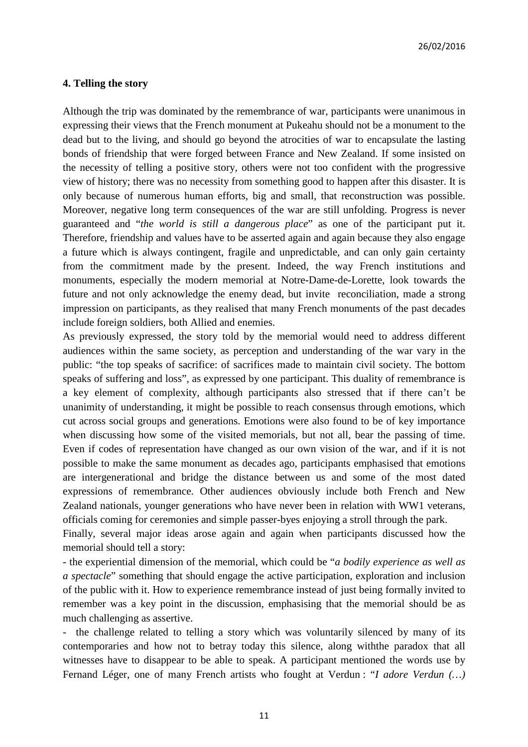### 4. Telling the story

Although the trip was dominated by the remembrance of war, participants were unanimous in expressing their views that the French monument at Pukeahu should not be a monument to the dead but to the living, and should go beyond the atrocities of war to encapsulate the lasting bonds of friendship that were forged between France and New Zealand. If some insisted on the necessity of telling a positive story, others were not too confident with the progressive view of history; there was no necessity from something good to happen after this disaster. It is only because of numerous human efforts, big and small, that reconstruction was possible. Moreover, negative long term consequences of the war are still unfolding. Progress is never guaranteed and "*the world is still a dangerous place*" as one of the participant put it. Therefore, friendship and values have to be asserted again and again because they also engage a future which is always contingent, fragile and unpredictable, and can only gain certainty from the commitment made by the present. Indeed, the way French institutions and monuments, especially the modern memorial at Notre-Dame-de-Lorette, look towards the future and not only acknowledge the enemy dead, but invite reconciliation, made a strong impression on participants, as they realised that many French monuments of the past decades include foreign soldiers, both Allied and enemies.

As previously expressed, the story told by the memorial would need to address different audiences within the same society, as perception and understanding of the war vary in the public: "the top speaks of sacrifice: of sacrifices made to maintain civil society. The bottom speaks of suffering and loss", as expressed by one participant. This duality of remembrance is a key element of complexity, although participants also stressed that if there can't be unanimity of understanding, it might be possible to reach consensus through emotions, which cut across social groups and generations. Emotions were also found to be of key importance when discussing how some of the visited memorials, but not all, bear the passing of time. Even if codes of representation have changed as our own vision of the war, and if it is not possible to make the same monument as decades ago, participants emphasised that emotions are intergenerational and bridge the distance between us and some of the most dated expressions of remembrance. Other audiences obviously include both French and New Zealand nationals, younger generations who have never been in relation with WW1 veterans, officials coming for ceremonies and simple passer-byes enjoying a stroll through the park.

Finally, several major ideas arose again and again when participants discussed how the memorial should tell a story:

- the experiential dimension of the memorial, which could be "*a bodily experience as well as a spectacle*" something that should engage the active participation, exploration and inclusion of the public with it. How to experience remembrance instead of just being formally invited to remember was a key point in the discussion, emphasising that the memorial should be as much challenging as assertive.

- the challenge related to telling a story which was voluntarily silenced by many of its contemporaries and how not to betray today this silence, along withthe paradox that all witnesses have to disappear to be able to speak. A participant mentioned the words use by Fernand Léger, one of many French artists who fought at Verdun : "*I adore Verdun (…)*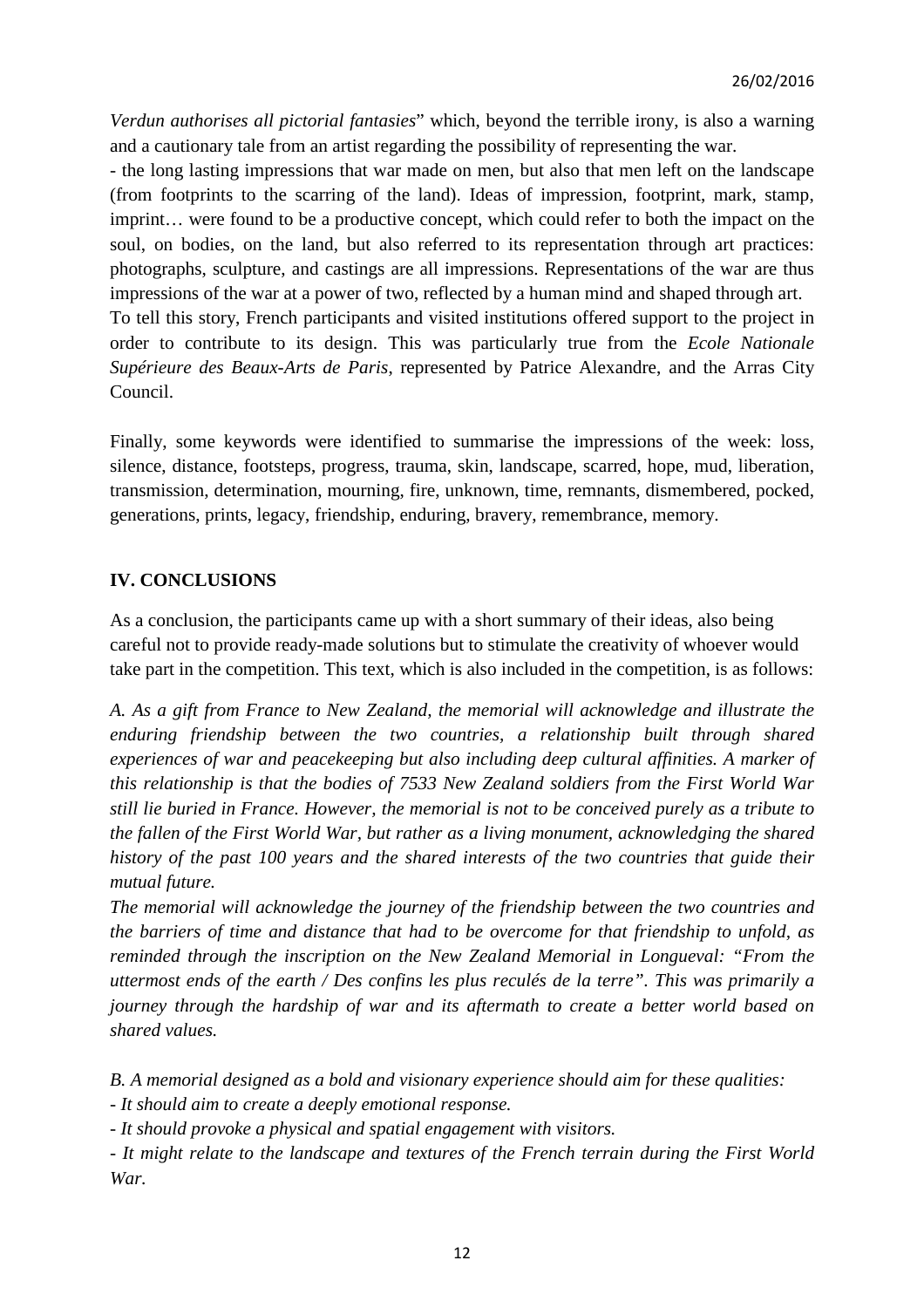*Verdun authorises all pictorial fantasies*" which, beyond the terrible irony, is also a warning and a cautionary tale from an artist regarding the possibility of representing the war.

- the long lasting impressions that war made on men, but also that men left on the landscape (from footprints to the scarring of the land). Ideas of impression, footprint, mark, stamp, imprint… were found to be a productive concept, which could refer to both the impact on the soul, on bodies, on the land, but also referred to its representation through art practices: photographs, sculpture, and castings are all impressions. Representations of the war are thus impressions of the war at a power of two, reflected by a human mind and shaped through art.

To tell this story, French participants and visited institutions offered support to the project in order to contribute to its design. This was particularly true from the *Ecole Nationale Supérieure des Beaux-Arts de Paris*, represented by Patrice Alexandre, and the Arras City Council.

Finally, some keywords were identified to summarise the impressions of the week: loss, silence, distance, footsteps, progress, trauma, skin, landscape, scarred, hope, mud, liberation, transmission, determination, mourning, fire, unknown, time, remnants, dismembered, pocked, generations, prints, legacy, friendship, enduring, bravery, remembrance, memory.

## IV. CONCLUSIONS

As a conclusion, the participants came up with a short summary of their ideas, also being careful not to provide ready-made solutions but to stimulate the creativity of whoever would take part in the competition. This text, which is also included in the competition, is as follows:

*A. As a gift from France to New Zealand, the memorial will acknowledge and illustrate the enduring friendship between the two countries, a relationship built through shared experiences of war and peacekeeping but also including deep cultural affinities. A marker of this relationship is that the bodies of 7533 New Zealand soldiers from the First World War still lie buried in France. However, the memorial is not to be conceived purely as a tribute to the fallen of the First World War, but rather as a living monument, acknowledging the shared history of the past 100 years and the shared interests of the two countries that guide their mutual future.*

*The memorial will acknowledge the journey of the friendship between the two countries and the barriers of time and distance that had to be overcome for that friendship to unfold, as reminded through the inscription on the New Zealand Memorial in Longueval: "From the uttermost ends of the earth / Des confins les plus reculés de la terre". This was primarily a journey through the hardship of war and its aftermath to create a better world based on shared values.*

*B. A memorial designed as a bold and visionary experience should aim for these qualities:*

*- It should aim to create a deeply emotional response.*

*- It should provoke a physical and spatial engagement with visitors.*

*- It might relate to the landscape and textures of the French terrain during the First World War.*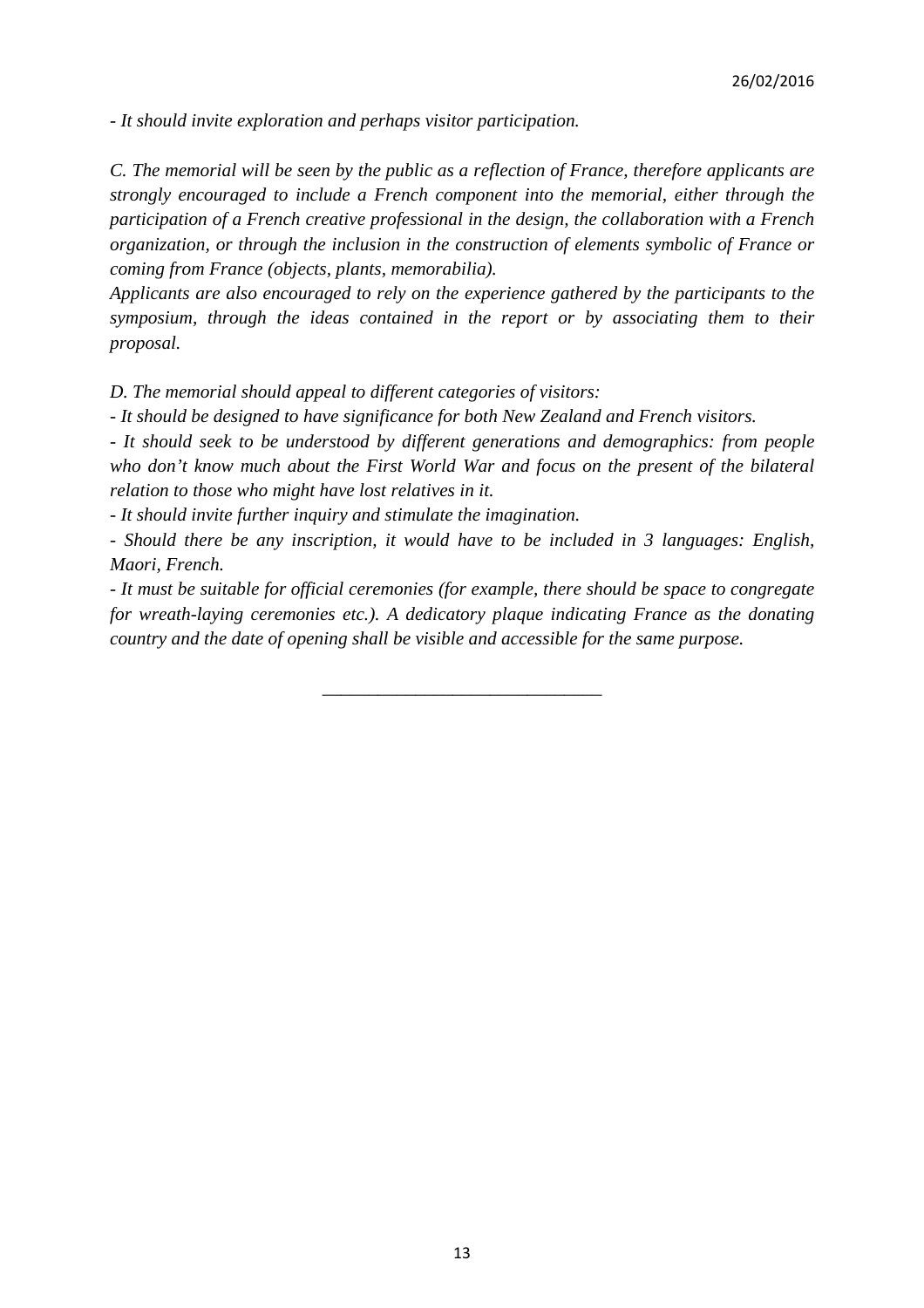*- It should invite exploration and perhaps visitor participation.*

*C. The memorial will be seen by the public as a reflection of France, therefore applicants are strongly encouraged to include a French component into the memorial, either through the participation of a French creative professional in the design, the collaboration with a French organization, or through the inclusion in the construction of elements symbolic of France or coming from France (objects, plants, memorabilia).*

*Applicants are also encouraged to rely on the experience gathered by the participants to the symposium, through the ideas contained in the report or by associating them to their proposal.*

*D. The memorial should appeal to different categories of visitors:*

*- It should be designed to have significance for both New Zealand and French visitors.*

*- It should seek to be understood by different generations and demographics: from people who don't know much about the First World War and focus on the present of the bilateral relation to those who might have lost relatives in it.*

*- It should invite further inquiry and stimulate the imagination.*

*- Should there be any inscription, it would have to be included in 3 languages: English, Maori, French.*

*- It must be suitable for official ceremonies (for example, there should be space to congregate for wreath-laying ceremonies etc.). A dedicatory plaque indicating France as the donating country and the date of opening shall be visible and accessible for the same purpose.*

---